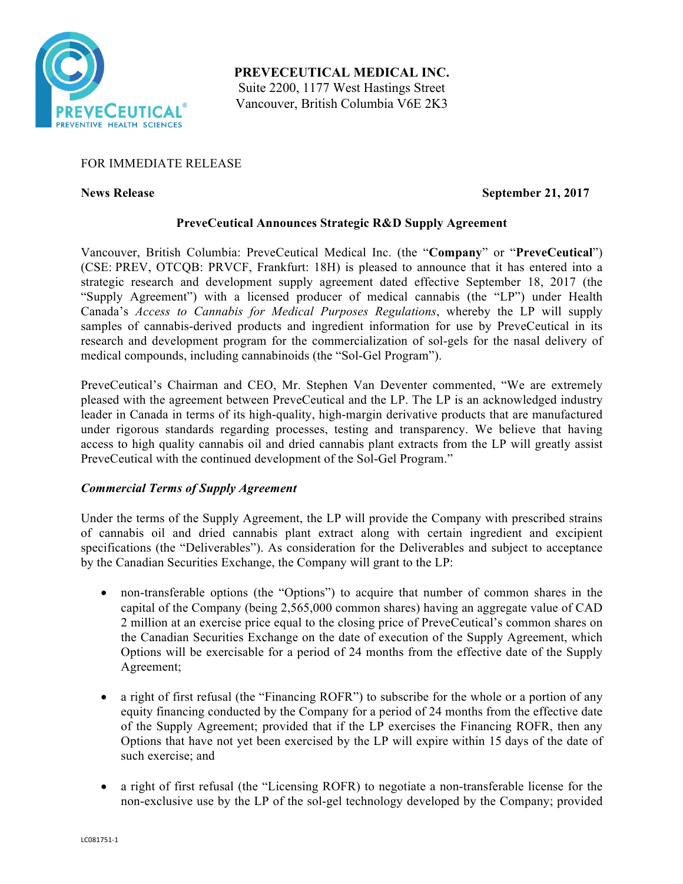**PREVECEUTICAL MEDICAL INC.**
Suite 2200, 1177 West Hastings Street
Vancouver, British Columbia V6E 2K3

FOR IMMEDIATE RELEASE

**News Release** **September 21, 2017**

## PreveCeutical Announces Strategic R&D Supply Agreement

Vancouver, British Columbia: PreveCeutical Medical Inc. (the "**Company**" or "**PreveCeutical**") (CSE: PREV, OTCQB: PRVCF, Frankfurt: 18H) is pleased to announce that it has entered into a strategic research and development supply agreement dated effective September 18, 2017 (the "Supply Agreement") with a licensed producer of medical cannabis (the "LP") under Health Canada's *Access to Cannabis for Medical Purposes Regulations*, whereby the LP will supply samples of cannabis-derived products and ingredient information for use by PreveCeutical in its research and development program for the commercialization of sol-gels for the nasal delivery of medical compounds, including cannabinoids (the "Sol-Gel Program").

PreveCeutical's Chairman and CEO, Mr. Stephen Van Deventer commented, "We are extremely pleased with the agreement between PreveCeutical and the LP. The LP is an acknowledged industry leader in Canada in terms of its high-quality, high-margin derivative products that are manufactured under rigorous standards regarding processes, testing and transparency. We believe that having access to high quality cannabis oil and dried cannabis plant extracts from the LP will greatly assist PreveCeutical with the continued development of the Sol-Gel Program."

### *Commercial Terms of Supply Agreement*

Under the terms of the Supply Agreement, the LP will provide the Company with prescribed strains of cannabis oil and dried cannabis plant extract along with certain ingredient and excipient specifications (the "Deliverables"). As consideration for the Deliverables and subject to acceptance by the Canadian Securities Exchange, the Company will grant to the LP:

- non-transferable options (the "Options") to acquire that number of common shares in the capital of the Company (being 2,565,000 common shares) having an aggregate value of CAD 2 million at an exercise price equal to the closing price of PreveCeutical's common shares on the Canadian Securities Exchange on the date of execution of the Supply Agreement, which Options will be exercisable for a period of 24 months from the effective date of the Supply Agreement;

- a right of first refusal (the "Financing ROFR") to subscribe for the whole or a portion of any equity financing conducted by the Company for a period of 24 months from the effective date of the Supply Agreement; provided that if the LP exercises the Financing ROFR, then any Options that have not yet been exercised by the LP will expire within 15 days of the date of such exercise; and

- a right of first refusal (the "Licensing ROFR) to negotiate a non-transferable license for the non-exclusive use by the LP of the sol-gel technology developed by the Company; provided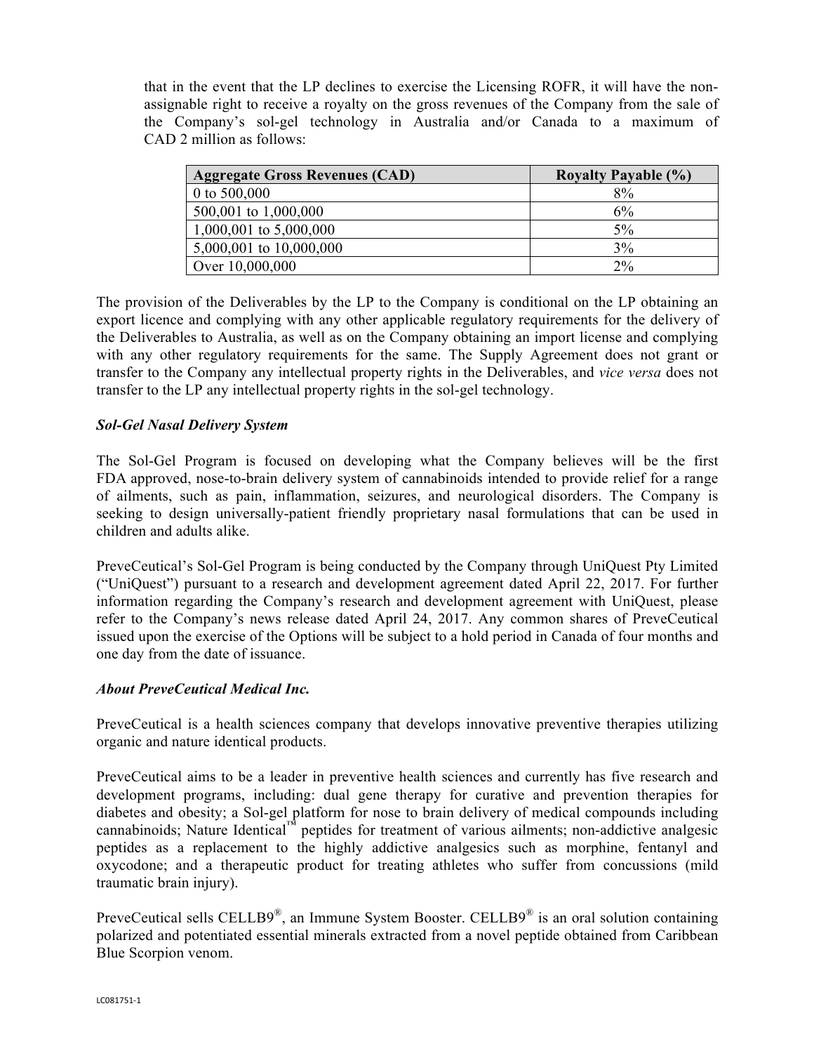that in the event that the LP declines to exercise the Licensing ROFR, it will have the non-assignable right to receive a royalty on the gross revenues of the Company from the sale of the Company's sol-gel technology in Australia and/or Canada to a maximum of CAD 2 million as follows:

| Aggregate Gross Revenues (CAD) | Royalty Payable (%) |
|---|---|
| 0 to 500,000 | 8% |
| 500,001 to 1,000,000 | 6% |
| 1,000,001 to 5,000,000 | 5% |
| 5,000,001 to 10,000,000 | 3% |
| Over 10,000,000 | 2% |

The provision of the Deliverables by the LP to the Company is conditional on the LP obtaining an export licence and complying with any other applicable regulatory requirements for the delivery of the Deliverables to Australia, as well as on the Company obtaining an import license and complying with any other regulatory requirements for the same. The Supply Agreement does not grant or transfer to the Company any intellectual property rights in the Deliverables, and *vice versa* does not transfer to the LP any intellectual property rights in the sol-gel technology.

***Sol-Gel Nasal Delivery System***

The Sol-Gel Program is focused on developing what the Company believes will be the first FDA approved, nose-to-brain delivery system of cannabinoids intended to provide relief for a range of ailments, such as pain, inflammation, seizures, and neurological disorders. The Company is seeking to design universally-patient friendly proprietary nasal formulations that can be used in children and adults alike.

PreveCeutical's Sol-Gel Program is being conducted by the Company through UniQuest Pty Limited ("UniQuest") pursuant to a research and development agreement dated April 22, 2017. For further information regarding the Company's research and development agreement with UniQuest, please refer to the Company's news release dated April 24, 2017. Any common shares of PreveCeutical issued upon the exercise of the Options will be subject to a hold period in Canada of four months and one day from the date of issuance.

***About PreveCeutical Medical Inc.***

PreveCeutical is a health sciences company that develops innovative preventive therapies utilizing organic and nature identical products.

PreveCeutical aims to be a leader in preventive health sciences and currently has five research and development programs, including: dual gene therapy for curative and prevention therapies for diabetes and obesity; a Sol-gel platform for nose to brain delivery of medical compounds including cannabinoids; Nature Identical™ peptides for treatment of various ailments; non-addictive analgesic peptides as a replacement to the highly addictive analgesics such as morphine, fentanyl and oxycodone; and a therapeutic product for treating athletes who suffer from concussions (mild traumatic brain injury).

PreveCeutical sells CELLB9®, an Immune System Booster. CELLB9® is an oral solution containing polarized and potentiated essential minerals extracted from a novel peptide obtained from Caribbean Blue Scorpion venom.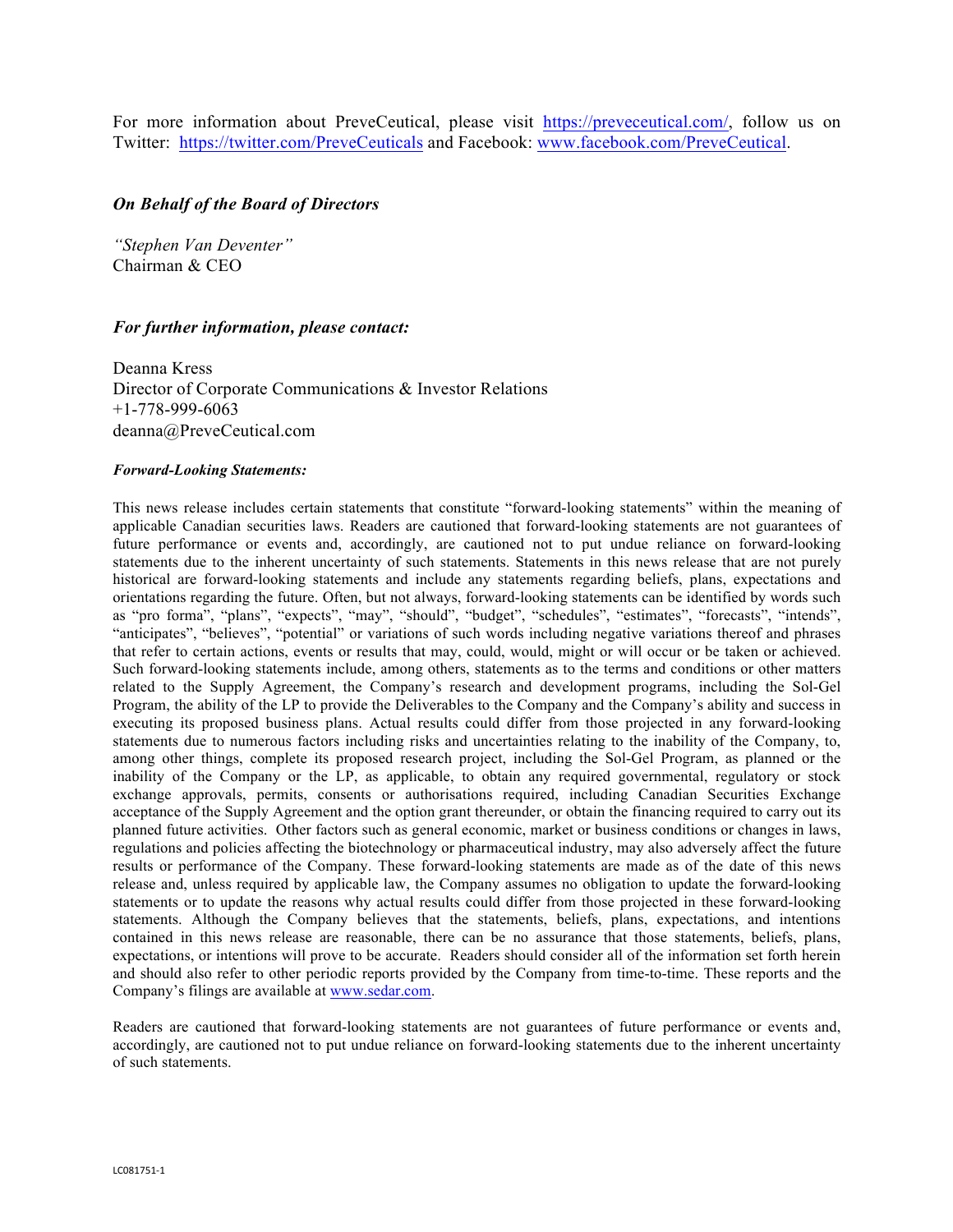For more information about PreveCeutical, please visit https://preveceutical.com/, follow us on Twitter: https://twitter.com/PreveCeuticals and Facebook: www.facebook.com/PreveCeutical.

***On Behalf of the Board of Directors***

*"Stephen Van Deventer"*
Chairman & CEO

***For further information, please contact:***

Deanna Kress
Director of Corporate Communications & Investor Relations
+1-778-999-6063
deanna@PreveCeutical.com

***Forward-Looking Statements:***

This news release includes certain statements that constitute "forward-looking statements" within the meaning of applicable Canadian securities laws. Readers are cautioned that forward-looking statements are not guarantees of future performance or events and, accordingly, are cautioned not to put undue reliance on forward-looking statements due to the inherent uncertainty of such statements. Statements in this news release that are not purely historical are forward-looking statements and include any statements regarding beliefs, plans, expectations and orientations regarding the future. Often, but not always, forward-looking statements can be identified by words such as "pro forma", "plans", "expects", "may", "should", "budget", "schedules", "estimates", "forecasts", "intends", "anticipates", "believes", "potential" or variations of such words including negative variations thereof and phrases that refer to certain actions, events or results that may, could, would, might or will occur or be taken or achieved. Such forward-looking statements include, among others, statements as to the terms and conditions or other matters related to the Supply Agreement, the Company's research and development programs, including the Sol-Gel Program, the ability of the LP to provide the Deliverables to the Company and the Company's ability and success in executing its proposed business plans. Actual results could differ from those projected in any forward-looking statements due to numerous factors including risks and uncertainties relating to the inability of the Company, to, among other things, complete its proposed research project, including the Sol-Gel Program, as planned or the inability of the Company or the LP, as applicable, to obtain any required governmental, regulatory or stock exchange approvals, permits, consents or authorisations required, including Canadian Securities Exchange acceptance of the Supply Agreement and the option grant thereunder, or obtain the financing required to carry out its planned future activities. Other factors such as general economic, market or business conditions or changes in laws, regulations and policies affecting the biotechnology or pharmaceutical industry, may also adversely affect the future results or performance of the Company. These forward-looking statements are made as of the date of this news release and, unless required by applicable law, the Company assumes no obligation to update the forward-looking statements or to update the reasons why actual results could differ from those projected in these forward-looking statements. Although the Company believes that the statements, beliefs, plans, expectations, and intentions contained in this news release are reasonable, there can be no assurance that those statements, beliefs, plans, expectations, or intentions will prove to be accurate. Readers should consider all of the information set forth herein and should also refer to other periodic reports provided by the Company from time-to-time. These reports and the Company's filings are available at www.sedar.com.

Readers are cautioned that forward-looking statements are not guarantees of future performance or events and, accordingly, are cautioned not to put undue reliance on forward-looking statements due to the inherent uncertainty of such statements.